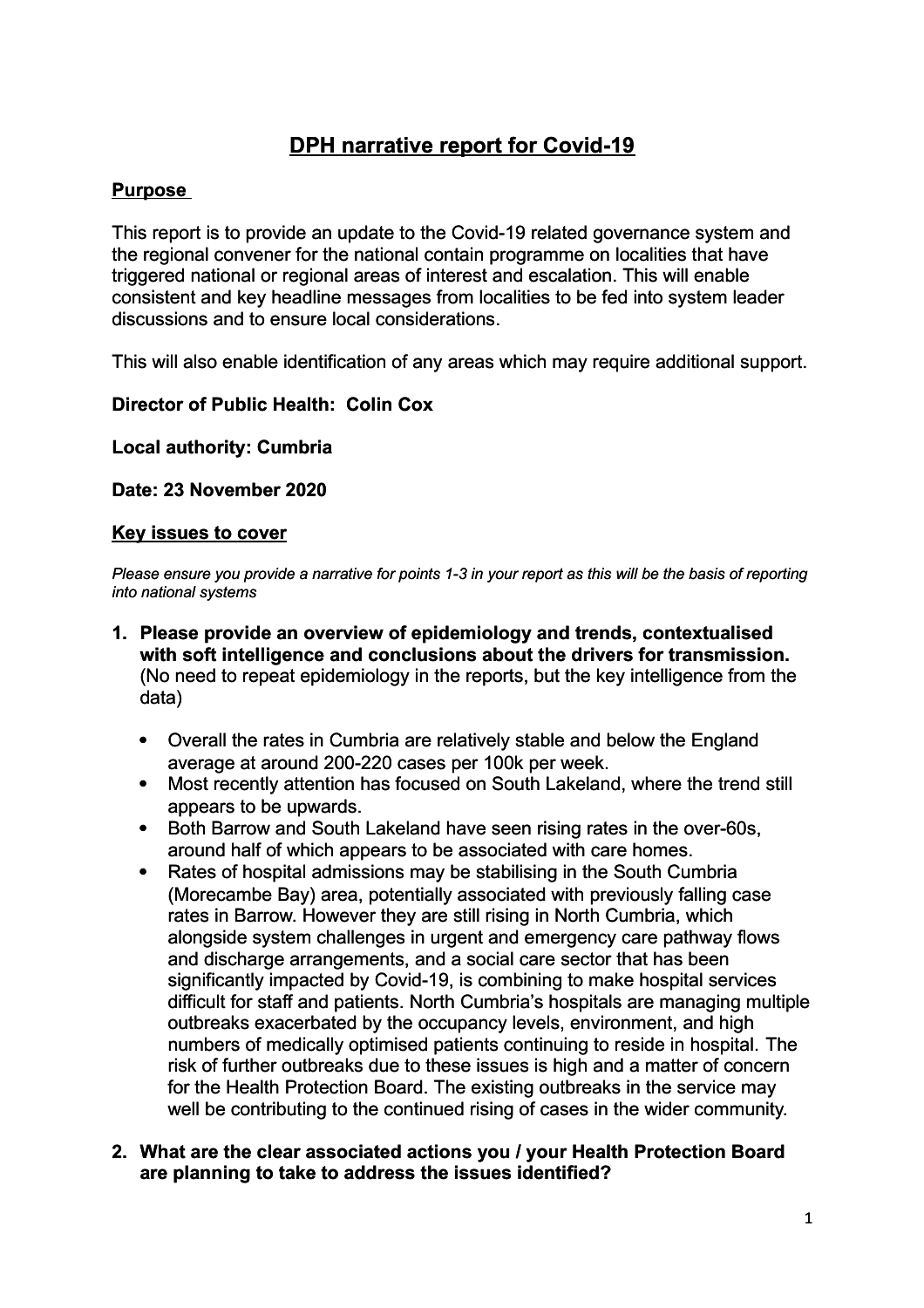# DPH narrative report for Covid-19

## Purpose

This report is to provide an update to the Covid-19 related governance system and the regional convener for the national contain programme on localities that have triggered national or regional areas of interest and escalation. This will enable consistent and key headline messages from localities to be fed into system leader discussions and to ensure local considerations.

This will also enable identification of any areas which may require additional support.

**Director of Public Health: Colin Cox**

**Local authority: Cumbria**

**Date: 23 November 2020**

## Key issues to cover

*Please ensure you provide a narrative for points 1-3 in your report as this will be the basis of reporting into national systems*

1. **Please provide an overview of epidemiology and trends, contextualised with soft intelligence and conclusions about the drivers for transmission.** (No need to repeat epidemiology in the reports, but the key intelligence from the data)

   - Overall the rates in Cumbria are relatively stable and below the England average at around 200-220 cases per 100k per week.
   - Most recently attention has focused on South Lakeland, where the trend still appears to be upwards.
   - Both Barrow and South Lakeland have seen rising rates in the over-60s, around half of which appears to be associated with care homes.
   - Rates of hospital admissions may be stabilising in the South Cumbria (Morecambe Bay) area, potentially associated with previously falling case rates in Barrow. However they are still rising in North Cumbria, which alongside system challenges in urgent and emergency care pathway flows and discharge arrangements, and a social care sector that has been significantly impacted by Covid-19, is combining to make hospital services difficult for staff and patients. North Cumbria's hospitals are managing multiple outbreaks exacerbated by the occupancy levels, environment, and high numbers of medically optimised patients continuing to reside in hospital. The risk of further outbreaks due to these issues is high and a matter of concern for the Health Protection Board. The existing outbreaks in the service may well be contributing to the continued rising of cases in the wider community.

2. **What are the clear associated actions you / your Health Protection Board are planning to take to address the issues identified?**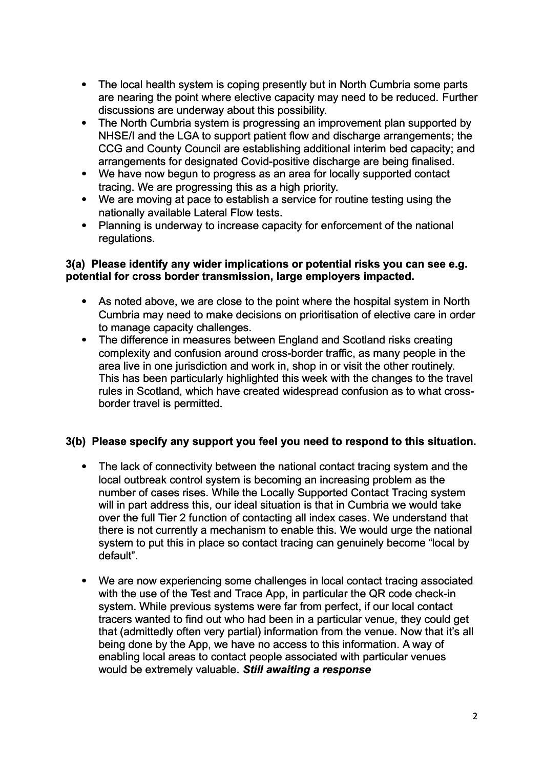- The local health system is coping presently but in North Cumbria some parts are nearing the point where elective capacity may need to be reduced. Further discussions are underway about this possibility.
- The North Cumbria system is progressing an improvement plan supported by NHSE/I and the LGA to support patient flow and discharge arrangements; the CCG and County Council are establishing additional interim bed capacity; and arrangements for designated Covid-positive discharge are being finalised.
- We have now begun to progress as an area for locally supported contact tracing. We are progressing this as a high priority.
- We are moving at pace to establish a service for routine testing using the nationally available Lateral Flow tests.
- Planning is underway to increase capacity for enforcement of the national regulations.

**3(a) Please identify any wider implications or potential risks you can see e.g. potential for cross border transmission, large employers impacted.**

- As noted above, we are close to the point where the hospital system in North Cumbria may need to make decisions on prioritisation of elective care in order to manage capacity challenges.
- The difference in measures between England and Scotland risks creating complexity and confusion around cross-border traffic, as many people in the area live in one jurisdiction and work in, shop in or visit the other routinely. This has been particularly highlighted this week with the changes to the travel rules in Scotland, which have created widespread confusion as to what cross-border travel is permitted.

**3(b) Please specify any support you feel you need to respond to this situation.**

- The lack of connectivity between the national contact tracing system and the local outbreak control system is becoming an increasing problem as the number of cases rises. While the Locally Supported Contact Tracing system will in part address this, our ideal situation is that in Cumbria we would take over the full Tier 2 function of contacting all index cases. We understand that there is not currently a mechanism to enable this. We would urge the national system to put this in place so contact tracing can genuinely become "local by default".

- We are now experiencing some challenges in local contact tracing associated with the use of the Test and Trace App, in particular the QR code check-in system. While previous systems were far from perfect, if our local contact tracers wanted to find out who had been in a particular venue, they could get that (admittedly often very partial) information from the venue. Now that it's all being done by the App, we have no access to this information. A way of enabling local areas to contact people associated with particular venues would be extremely valuable. ***Still awaiting a response***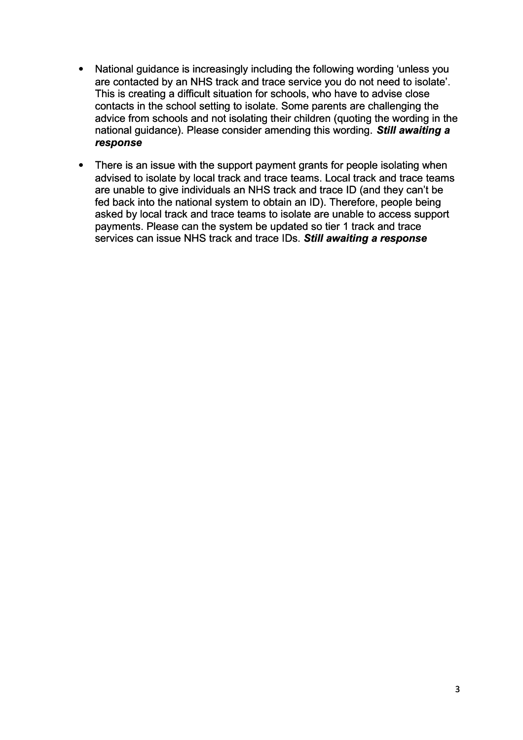- National guidance is increasingly including the following wording 'unless you are contacted by an NHS track and trace service you do not need to isolate'. This is creating a difficult situation for schools, who have to advise close contacts in the school setting to isolate. Some parents are challenging the advice from schools and not isolating their children (quoting the wording in the national guidance). Please consider amending this wording. ***Still awaiting a response***

- There is an issue with the support payment grants for people isolating when advised to isolate by local track and trace teams. Local track and trace teams are unable to give individuals an NHS track and trace ID (and they can't be fed back into the national system to obtain an ID). Therefore, people being asked by local track and trace teams to isolate are unable to access support payments. Please can the system be updated so tier 1 track and trace services can issue NHS track and trace IDs. ***Still awaiting a response***